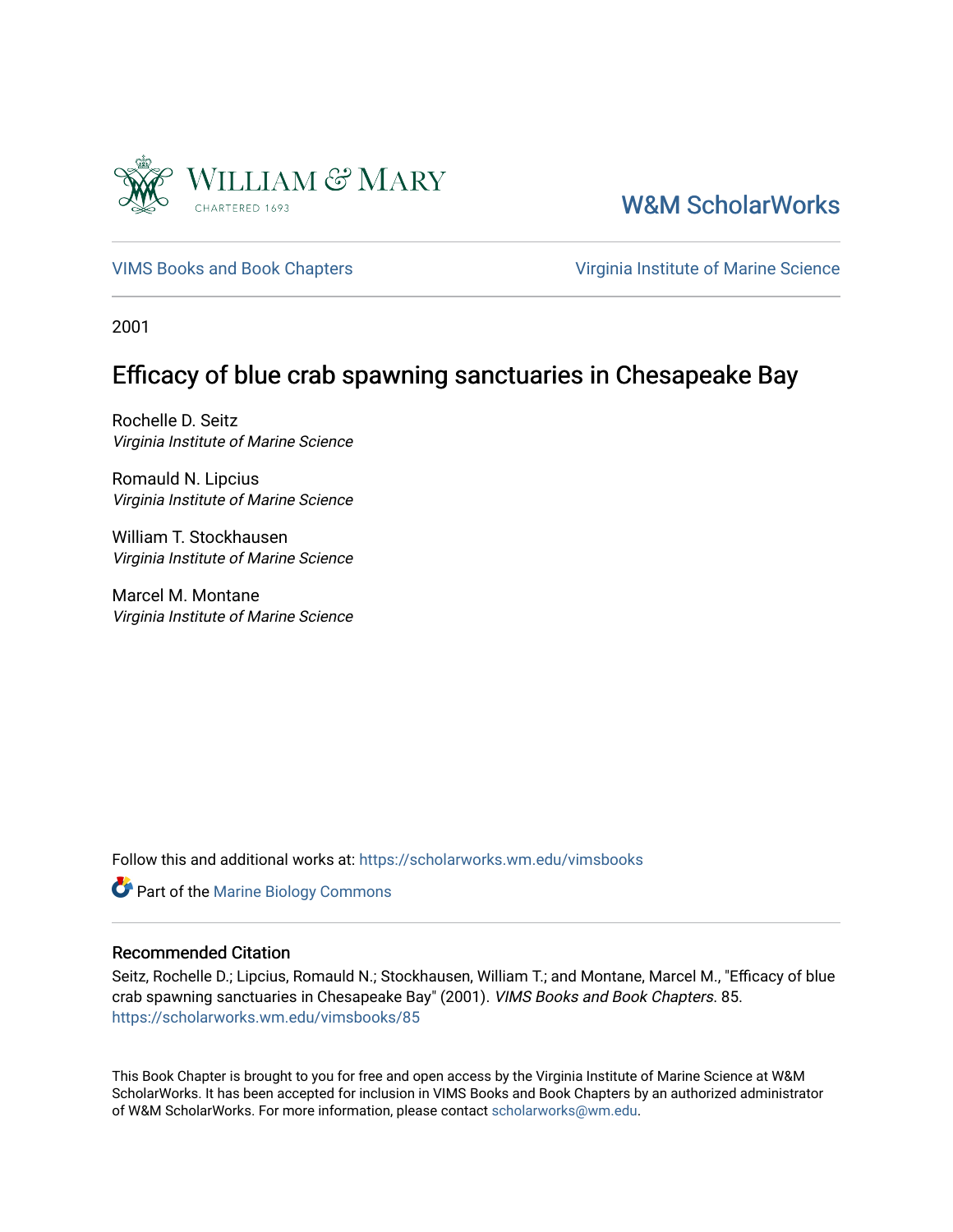W&M ScholarWorks

VIMS Books and Book Chapters

Virginia Institute of Marine Science

2001

# Efficacy of blue crab spawning sanctuaries in Chesapeake Bay

Rochelle D. Seitz
*Virginia Institute of Marine Science*

Romauld N. Lipcius
*Virginia Institute of Marine Science*

William T. Stockhausen
*Virginia Institute of Marine Science*

Marcel M. Montane
*Virginia Institute of Marine Science*

Follow this and additional works at: https://scholarworks.wm.edu/vimsbooks

Part of the Marine Biology Commons

## Recommended Citation

Seitz, Rochelle D.; Lipcius, Romauld N.; Stockhausen, William T.; and Montane, Marcel M., "Efficacy of blue crab spawning sanctuaries in Chesapeake Bay" (2001). *VIMS Books and Book Chapters*. 85.
https://scholarworks.wm.edu/vimsbooks/85

This Book Chapter is brought to you for free and open access by the Virginia Institute of Marine Science at W&M ScholarWorks. It has been accepted for inclusion in VIMS Books and Book Chapters by an authorized administrator of W&M ScholarWorks. For more information, please contact scholarworks@wm.edu.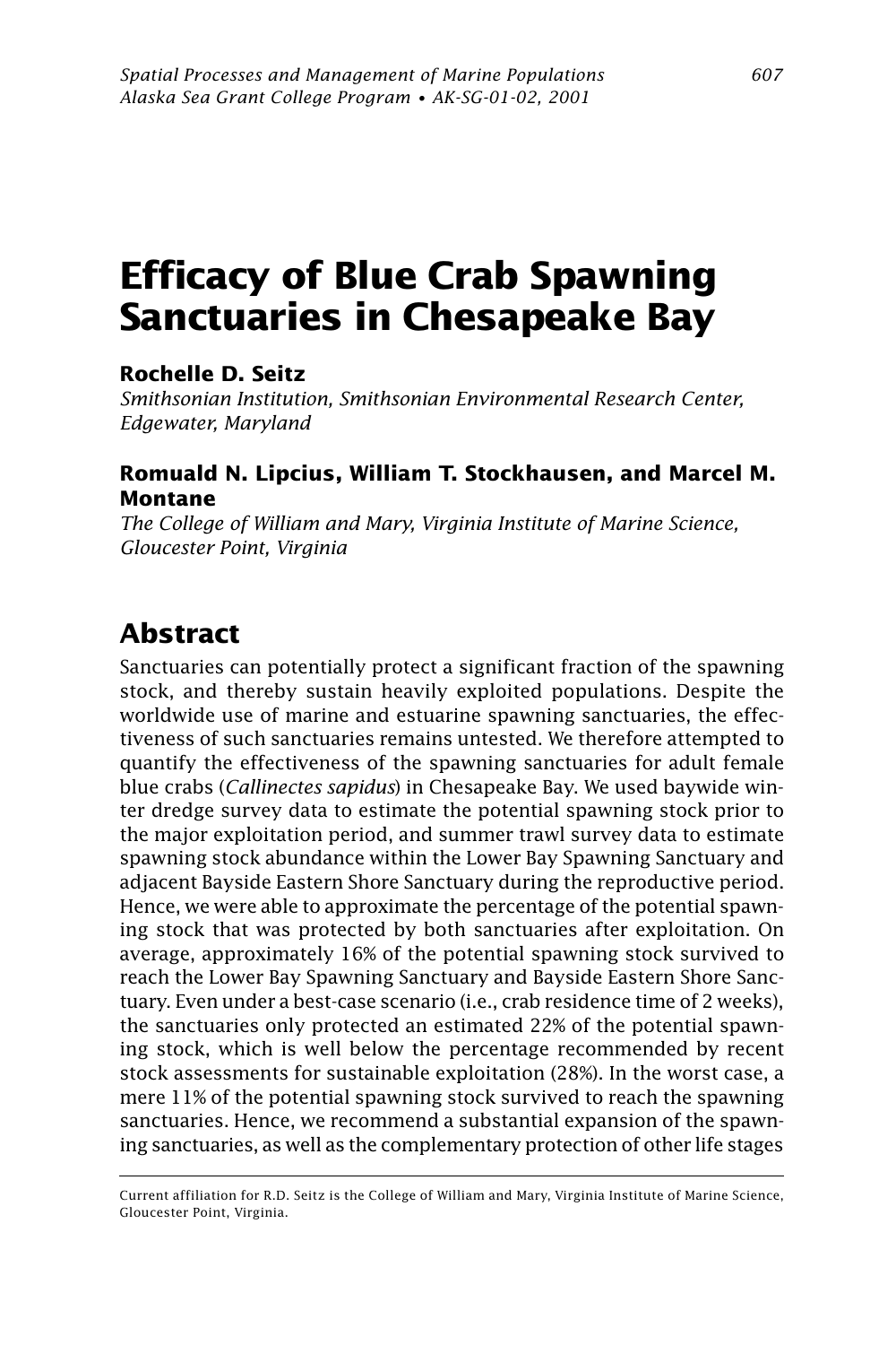# Efficacy of Blue Crab Spawning Sanctuaries in Chesapeake Bay

**Rochelle D. Seitz**
*Smithsonian Institution, Smithsonian Environmental Research Center, Edgewater, Maryland*

**Romuald N. Lipcius, William T. Stockhausen, and Marcel M. Montane**
*The College of William and Mary, Virginia Institute of Marine Science, Gloucester Point, Virginia*

## Abstract

Sanctuaries can potentially protect a significant fraction of the spawning stock, and thereby sustain heavily exploited populations. Despite the worldwide use of marine and estuarine spawning sanctuaries, the effectiveness of such sanctuaries remains untested. We therefore attempted to quantify the effectiveness of the spawning sanctuaries for adult female blue crabs (*Callinectes sapidus*) in Chesapeake Bay. We used baywide winter dredge survey data to estimate the potential spawning stock prior to the major exploitation period, and summer trawl survey data to estimate spawning stock abundance within the Lower Bay Spawning Sanctuary and adjacent Bayside Eastern Shore Sanctuary during the reproductive period. Hence, we were able to approximate the percentage of the potential spawning stock that was protected by both sanctuaries after exploitation. On average, approximately 16% of the potential spawning stock survived to reach the Lower Bay Spawning Sanctuary and Bayside Eastern Shore Sanctuary. Even under a best-case scenario (i.e., crab residence time of 2 weeks), the sanctuaries only protected an estimated 22% of the potential spawning stock, which is well below the percentage recommended by recent stock assessments for sustainable exploitation (28%). In the worst case, a mere 11% of the potential spawning stock survived to reach the spawning sanctuaries. Hence, we recommend a substantial expansion of the spawning sanctuaries, as well as the complementary protection of other life stages

Current affiliation for R.D. Seitz is the College of William and Mary, Virginia Institute of Marine Science, Gloucester Point, Virginia.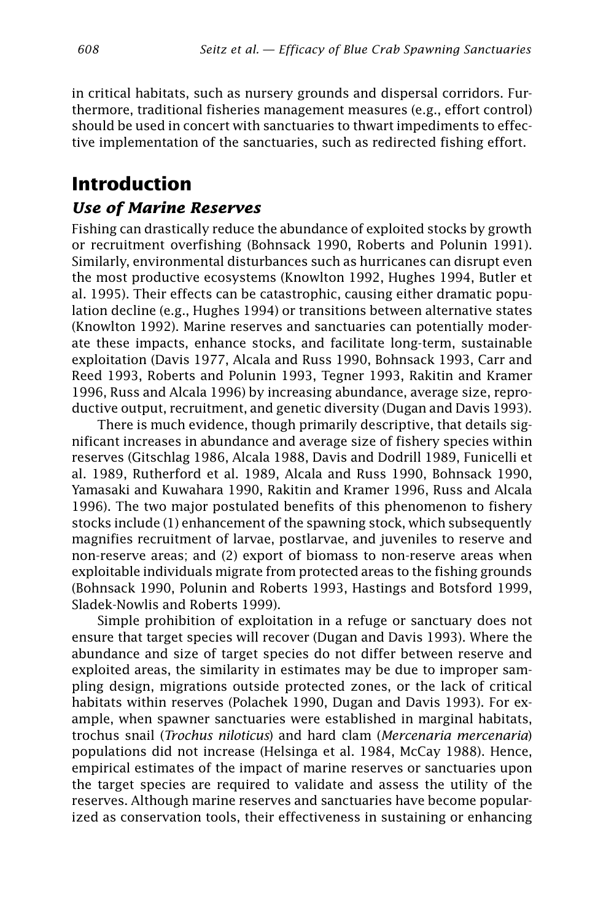in critical habitats, such as nursery grounds and dispersal corridors. Furthermore, traditional fisheries management measures (e.g., effort control) should be used in concert with sanctuaries to thwart impediments to effective implementation of the sanctuaries, such as redirected fishing effort.

# Introduction

## *Use of Marine Reserves*

Fishing can drastically reduce the abundance of exploited stocks by growth or recruitment overfishing (Bohnsack 1990, Roberts and Polunin 1991). Similarly, environmental disturbances such as hurricanes can disrupt even the most productive ecosystems (Knowlton 1992, Hughes 1994, Butler et al. 1995). Their effects can be catastrophic, causing either dramatic population decline (e.g., Hughes 1994) or transitions between alternative states (Knowlton 1992). Marine reserves and sanctuaries can potentially moderate these impacts, enhance stocks, and facilitate long-term, sustainable exploitation (Davis 1977, Alcala and Russ 1990, Bohnsack 1993, Carr and Reed 1993, Roberts and Polunin 1993, Tegner 1993, Rakitin and Kramer 1996, Russ and Alcala 1996) by increasing abundance, average size, reproductive output, recruitment, and genetic diversity (Dugan and Davis 1993).

There is much evidence, though primarily descriptive, that details significant increases in abundance and average size of fishery species within reserves (Gitschlag 1986, Alcala 1988, Davis and Dodrill 1989, Funicelli et al. 1989, Rutherford et al. 1989, Alcala and Russ 1990, Bohnsack 1990, Yamasaki and Kuwahara 1990, Rakitin and Kramer 1996, Russ and Alcala 1996). The two major postulated benefits of this phenomenon to fishery stocks include (1) enhancement of the spawning stock, which subsequently magnifies recruitment of larvae, postlarvae, and juveniles to reserve and non-reserve areas; and (2) export of biomass to non-reserve areas when exploitable individuals migrate from protected areas to the fishing grounds (Bohnsack 1990, Polunin and Roberts 1993, Hastings and Botsford 1999, Sladek-Nowlis and Roberts 1999).

Simple prohibition of exploitation in a refuge or sanctuary does not ensure that target species will recover (Dugan and Davis 1993). Where the abundance and size of target species do not differ between reserve and exploited areas, the similarity in estimates may be due to improper sampling design, migrations outside protected zones, or the lack of critical habitats within reserves (Polachek 1990, Dugan and Davis 1993). For example, when spawner sanctuaries were established in marginal habitats, trochus snail (*Trochus niloticus*) and hard clam (*Mercenaria mercenaria*) populations did not increase (Helsinga et al. 1984, McCay 1988). Hence, empirical estimates of the impact of marine reserves or sanctuaries upon the target species are required to validate and assess the utility of the reserves. Although marine reserves and sanctuaries have become popularized as conservation tools, their effectiveness in sustaining or enhancing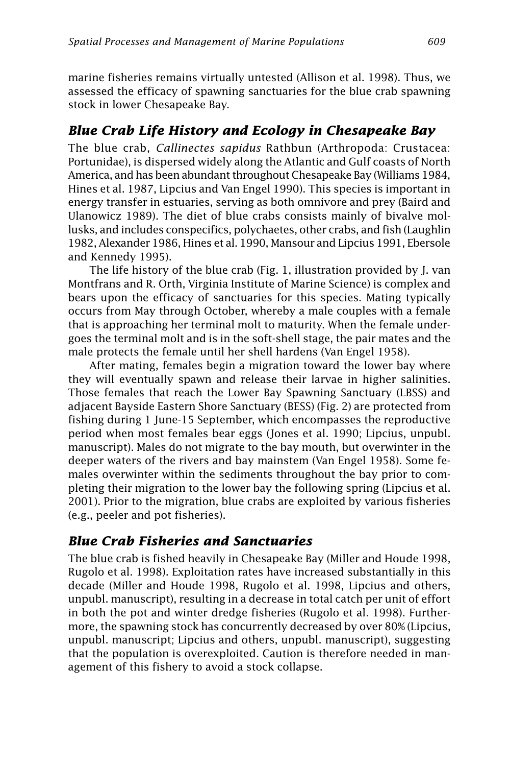marine fisheries remains virtually untested (Allison et al. 1998). Thus, we assessed the efficacy of spawning sanctuaries for the blue crab spawning stock in lower Chesapeake Bay.

## *Blue Crab Life History and Ecology in Chesapeake Bay*

The blue crab, *Callinectes sapidus* Rathbun (Arthropoda: Crustacea: Portunidae), is dispersed widely along the Atlantic and Gulf coasts of North America, and has been abundant throughout Chesapeake Bay (Williams 1984, Hines et al. 1987, Lipcius and Van Engel 1990). This species is important in energy transfer in estuaries, serving as both omnivore and prey (Baird and Ulanowicz 1989). The diet of blue crabs consists mainly of bivalve mollusks, and includes conspecifics, polychaetes, other crabs, and fish (Laughlin 1982, Alexander 1986, Hines et al. 1990, Mansour and Lipcius 1991, Ebersole and Kennedy 1995).

The life history of the blue crab (Fig. 1, illustration provided by J. van Montfrans and R. Orth, Virginia Institute of Marine Science) is complex and bears upon the efficacy of sanctuaries for this species. Mating typically occurs from May through October, whereby a male couples with a female that is approaching her terminal molt to maturity. When the female undergoes the terminal molt and is in the soft-shell stage, the pair mates and the male protects the female until her shell hardens (Van Engel 1958).

After mating, females begin a migration toward the lower bay where they will eventually spawn and release their larvae in higher salinities. Those females that reach the Lower Bay Spawning Sanctuary (LBSS) and adjacent Bayside Eastern Shore Sanctuary (BESS) (Fig. 2) are protected from fishing during 1 June-15 September, which encompasses the reproductive period when most females bear eggs (Jones et al. 1990; Lipcius, unpubl. manuscript). Males do not migrate to the bay mouth, but overwinter in the deeper waters of the rivers and bay mainstem (Van Engel 1958). Some females overwinter within the sediments throughout the bay prior to completing their migration to the lower bay the following spring (Lipcius et al. 2001). Prior to the migration, blue crabs are exploited by various fisheries (e.g., peeler and pot fisheries).

## *Blue Crab Fisheries and Sanctuaries*

The blue crab is fished heavily in Chesapeake Bay (Miller and Houde 1998, Rugolo et al. 1998). Exploitation rates have increased substantially in this decade (Miller and Houde 1998, Rugolo et al. 1998, Lipcius and others, unpubl. manuscript), resulting in a decrease in total catch per unit of effort in both the pot and winter dredge fisheries (Rugolo et al. 1998). Furthermore, the spawning stock has concurrently decreased by over 80% (Lipcius, unpubl. manuscript; Lipcius and others, unpubl. manuscript), suggesting that the population is overexploited. Caution is therefore needed in management of this fishery to avoid a stock collapse.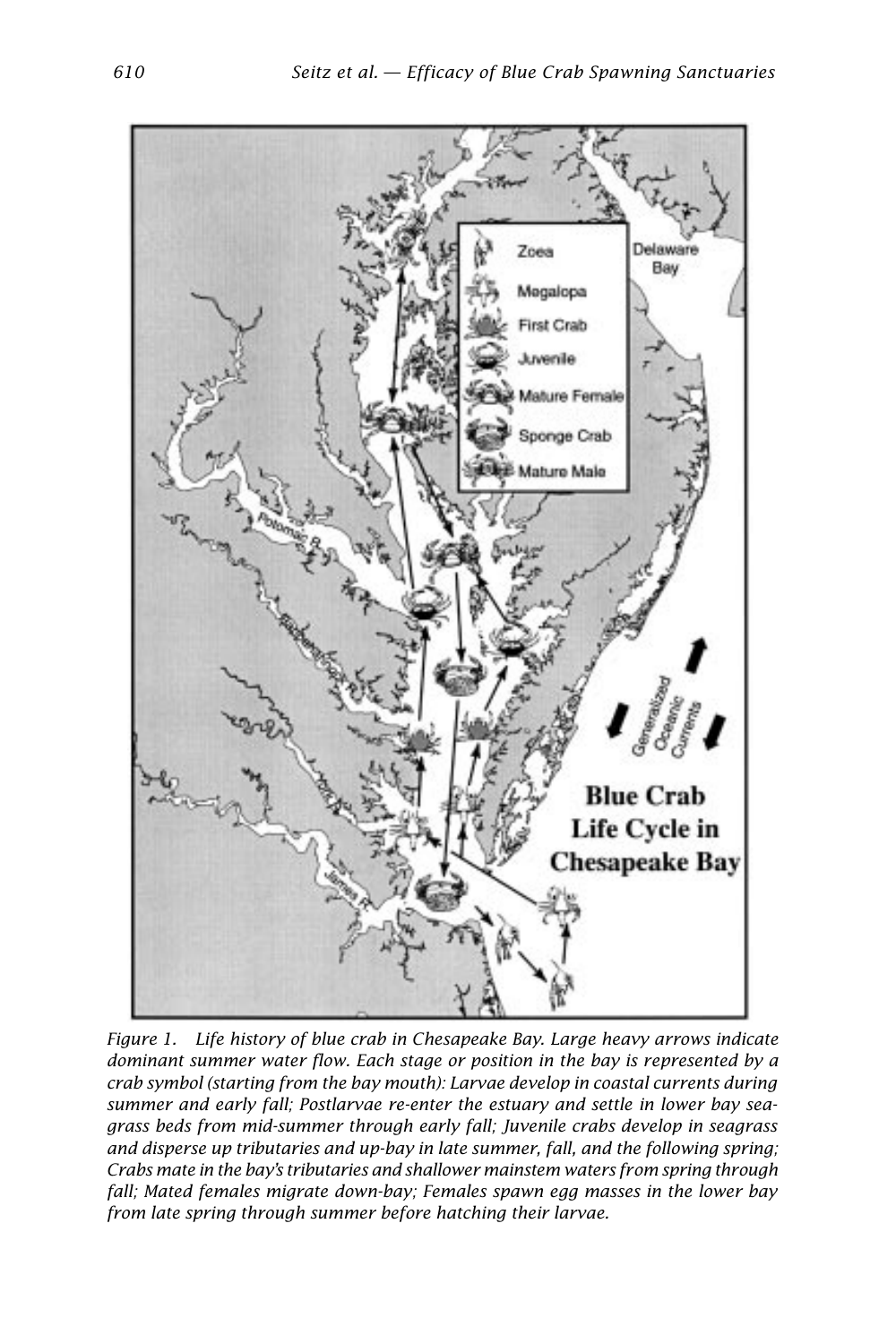*Figure 1. Life history of blue crab in Chesapeake Bay. Large heavy arrows indicate dominant summer water flow. Each stage or position in the bay is represented by a crab symbol (starting from the bay mouth): Larvae develop in coastal currents during summer and early fall; Postlarvae re-enter the estuary and settle in lower bay seagrass beds from mid-summer through early fall; Juvenile crabs develop in seagrass and disperse up tributaries and up-bay in late summer, fall, and the following spring; Crabs mate in the bay's tributaries and shallower mainstem waters from spring through fall; Mated females migrate down-bay; Females spawn egg masses in the lower bay from late spring through summer before hatching their larvae.*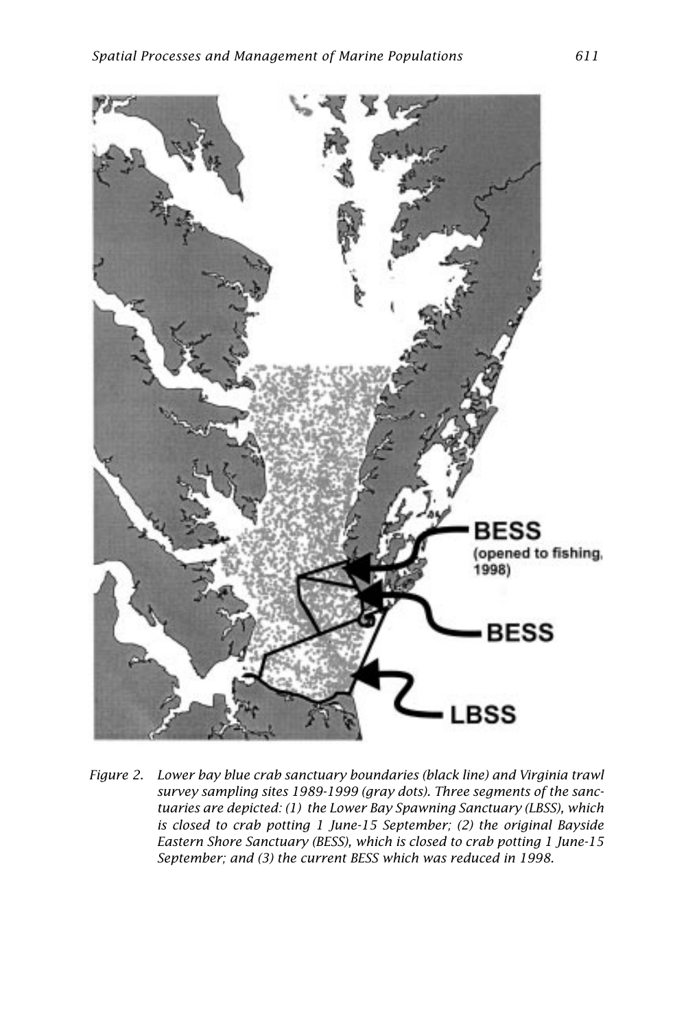Figure 2. Lower bay blue crab sanctuary boundaries (black line) and Virginia trawl survey sampling sites 1989-1999 (gray dots). Three segments of the sanctuaries are depicted: (1) the Lower Bay Spawning Sanctuary (LBSS), which is closed to crab potting 1 June-15 September; (2) the original Bayside Eastern Shore Sanctuary (BESS), which is closed to crab potting 1 June-15 September; and (3) the current BESS which was reduced in 1998.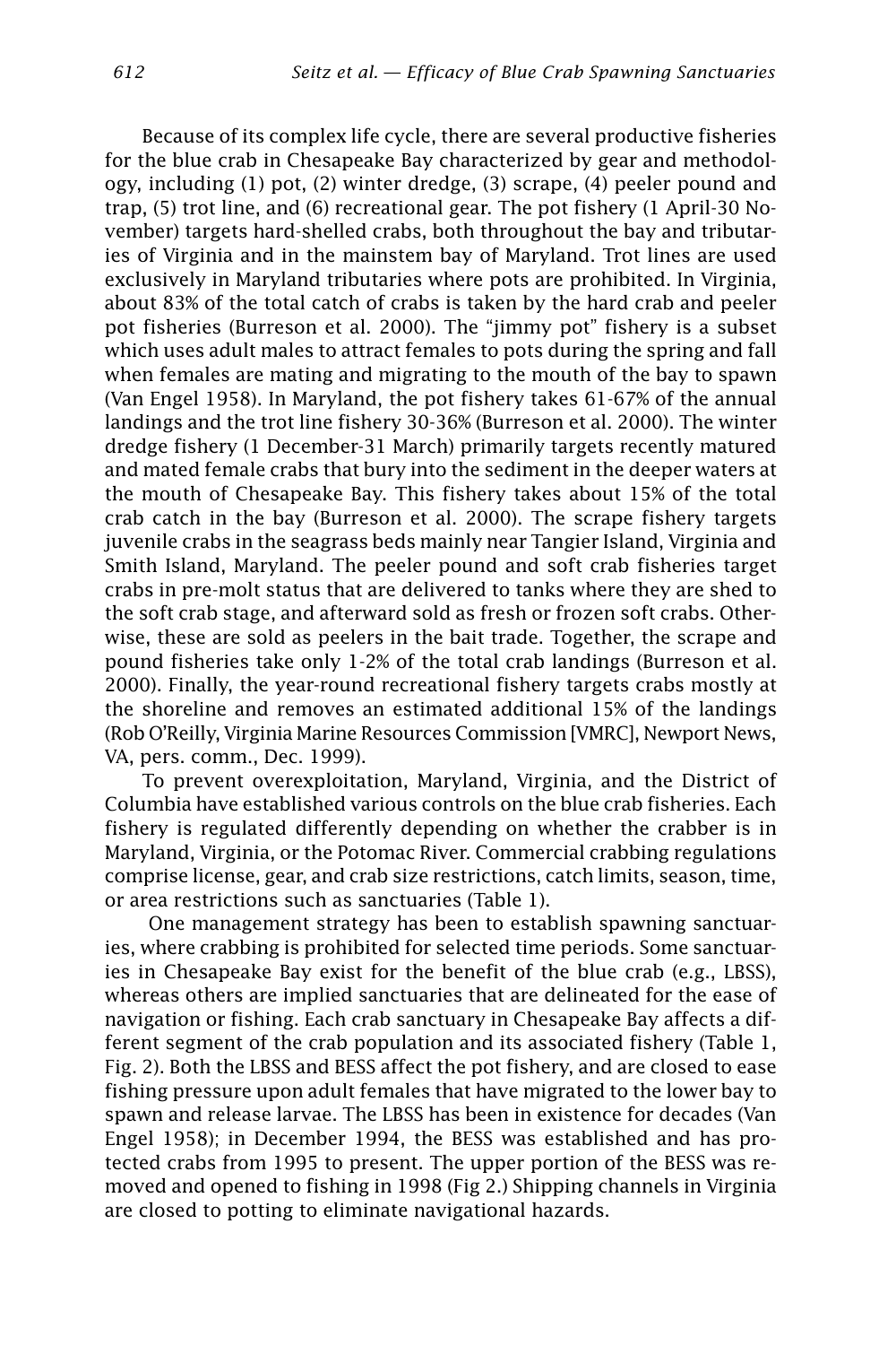Because of its complex life cycle, there are several productive fisheries for the blue crab in Chesapeake Bay characterized by gear and methodology, including (1) pot, (2) winter dredge, (3) scrape, (4) peeler pound and trap, (5) trot line, and (6) recreational gear. The pot fishery (1 April-30 November) targets hard-shelled crabs, both throughout the bay and tributaries of Virginia and in the mainstem bay of Maryland. Trot lines are used exclusively in Maryland tributaries where pots are prohibited. In Virginia, about 83% of the total catch of crabs is taken by the hard crab and peeler pot fisheries (Burreson et al. 2000). The "jimmy pot" fishery is a subset which uses adult males to attract females to pots during the spring and fall when females are mating and migrating to the mouth of the bay to spawn (Van Engel 1958). In Maryland, the pot fishery takes 61-67% of the annual landings and the trot line fishery 30-36% (Burreson et al. 2000). The winter dredge fishery (1 December-31 March) primarily targets recently matured and mated female crabs that bury into the sediment in the deeper waters at the mouth of Chesapeake Bay. This fishery takes about 15% of the total crab catch in the bay (Burreson et al. 2000). The scrape fishery targets juvenile crabs in the seagrass beds mainly near Tangier Island, Virginia and Smith Island, Maryland. The peeler pound and soft crab fisheries target crabs in pre-molt status that are delivered to tanks where they are shed to the soft crab stage, and afterward sold as fresh or frozen soft crabs. Otherwise, these are sold as peelers in the bait trade. Together, the scrape and pound fisheries take only 1-2% of the total crab landings (Burreson et al. 2000). Finally, the year-round recreational fishery targets crabs mostly at the shoreline and removes an estimated additional 15% of the landings (Rob O'Reilly, Virginia Marine Resources Commission [VMRC], Newport News, VA, pers. comm., Dec. 1999).

To prevent overexploitation, Maryland, Virginia, and the District of Columbia have established various controls on the blue crab fisheries. Each fishery is regulated differently depending on whether the crabber is in Maryland, Virginia, or the Potomac River. Commercial crabbing regulations comprise license, gear, and crab size restrictions, catch limits, season, time, or area restrictions such as sanctuaries (Table 1).

One management strategy has been to establish spawning sanctuaries, where crabbing is prohibited for selected time periods. Some sanctuaries in Chesapeake Bay exist for the benefit of the blue crab (e.g., LBSS), whereas others are implied sanctuaries that are delineated for the ease of navigation or fishing. Each crab sanctuary in Chesapeake Bay affects a different segment of the crab population and its associated fishery (Table 1, Fig. 2). Both the LBSS and BESS affect the pot fishery, and are closed to ease fishing pressure upon adult females that have migrated to the lower bay to spawn and release larvae. The LBSS has been in existence for decades (Van Engel 1958); in December 1994, the BESS was established and has protected crabs from 1995 to present. The upper portion of the BESS was removed and opened to fishing in 1998 (Fig 2.) Shipping channels in Virginia are closed to potting to eliminate navigational hazards.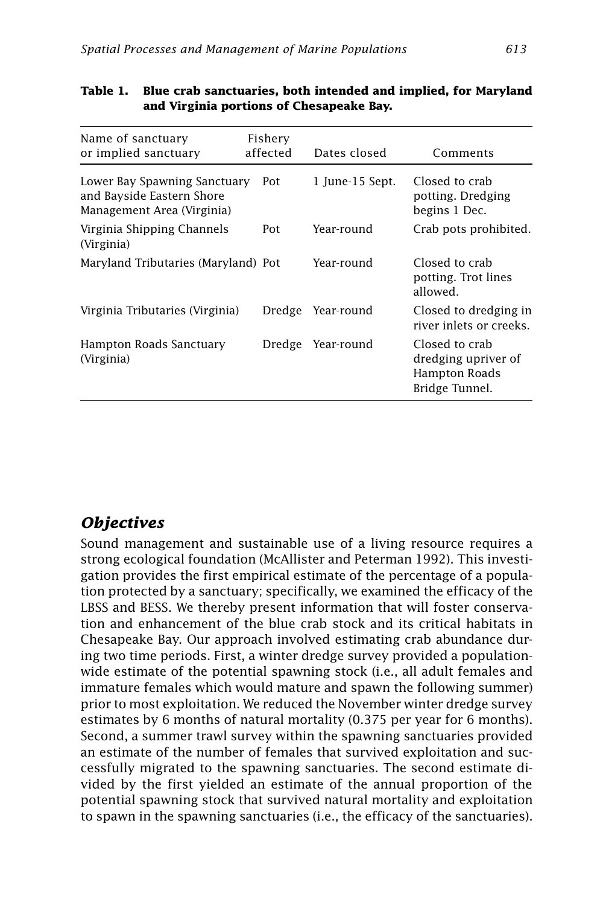**Table 1. Blue crab sanctuaries, both intended and implied, for Maryland and Virginia portions of Chesapeake Bay.**

| Name of sanctuary or implied sanctuary | Fishery affected | Dates closed | Comments |
|---|---|---|---|
| Lower Bay Spawning Sanctuary and Bayside Eastern Shore Management Area (Virginia) | Pot | 1 June-15 Sept. | Closed to crab potting. Dredging begins 1 Dec. |
| Virginia Shipping Channels (Virginia) | Pot | Year-round | Crab pots prohibited. |
| Maryland Tributaries (Maryland) | Pot | Year-round | Closed to crab potting. Trot lines allowed. |
| Virginia Tributaries (Virginia) | Dredge | Year-round | Closed to dredging in river inlets or creeks. |
| Hampton Roads Sanctuary (Virginia) | Dredge | Year-round | Closed to crab dredging upriver of Hampton Roads Bridge Tunnel. |

## *Objectives*

Sound management and sustainable use of a living resource requires a strong ecological foundation (McAllister and Peterman 1992). This investigation provides the first empirical estimate of the percentage of a population protected by a sanctuary; specifically, we examined the efficacy of the LBSS and BESS. We thereby present information that will foster conservation and enhancement of the blue crab stock and its critical habitats in Chesapeake Bay. Our approach involved estimating crab abundance during two time periods. First, a winter dredge survey provided a population-wide estimate of the potential spawning stock (i.e., all adult females and immature females which would mature and spawn the following summer) prior to most exploitation. We reduced the November winter dredge survey estimates by 6 months of natural mortality (0.375 per year for 6 months). Second, a summer trawl survey within the spawning sanctuaries provided an estimate of the number of females that survived exploitation and successfully migrated to the spawning sanctuaries. The second estimate divided by the first yielded an estimate of the annual proportion of the potential spawning stock that survived natural mortality and exploitation to spawn in the spawning sanctuaries (i.e., the efficacy of the sanctuaries).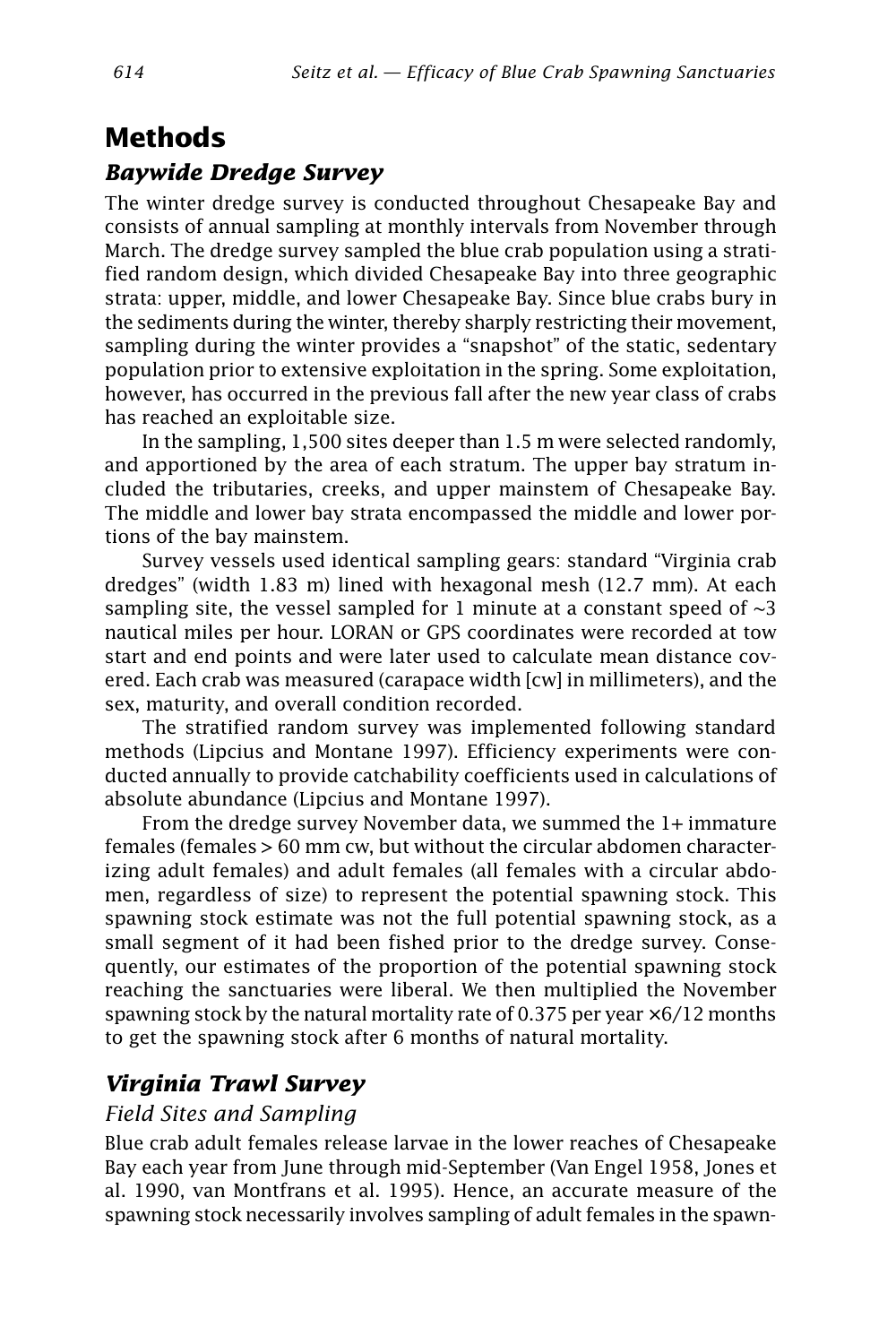## Methods

### *Baywide Dredge Survey*

The winter dredge survey is conducted throughout Chesapeake Bay and consists of annual sampling at monthly intervals from November through March. The dredge survey sampled the blue crab population using a stratified random design, which divided Chesapeake Bay into three geographic strata: upper, middle, and lower Chesapeake Bay. Since blue crabs bury in the sediments during the winter, thereby sharply restricting their movement, sampling during the winter provides a "snapshot" of the static, sedentary population prior to extensive exploitation in the spring. Some exploitation, however, has occurred in the previous fall after the new year class of crabs has reached an exploitable size.

In the sampling, 1,500 sites deeper than 1.5 m were selected randomly, and apportioned by the area of each stratum. The upper bay stratum included the tributaries, creeks, and upper mainstem of Chesapeake Bay. The middle and lower bay strata encompassed the middle and lower portions of the bay mainstem.

Survey vessels used identical sampling gears: standard "Virginia crab dredges" (width 1.83 m) lined with hexagonal mesh (12.7 mm). At each sampling site, the vessel sampled for 1 minute at a constant speed of ~3 nautical miles per hour. LORAN or GPS coordinates were recorded at tow start and end points and were later used to calculate mean distance covered. Each crab was measured (carapace width [cw] in millimeters), and the sex, maturity, and overall condition recorded.

The stratified random survey was implemented following standard methods (Lipcius and Montane 1997). Efficiency experiments were conducted annually to provide catchability coefficients used in calculations of absolute abundance (Lipcius and Montane 1997).

From the dredge survey November data, we summed the 1+ immature females (females > 60 mm cw, but without the circular abdomen characterizing adult females) and adult females (all females with a circular abdomen, regardless of size) to represent the potential spawning stock. This spawning stock estimate was not the full potential spawning stock, as a small segment of it had been fished prior to the dredge survey. Consequently, our estimates of the proportion of the potential spawning stock reaching the sanctuaries were liberal. We then multiplied the November spawning stock by the natural mortality rate of 0.375 per year ×6/12 months to get the spawning stock after 6 months of natural mortality.

### *Virginia Trawl Survey*

#### *Field Sites and Sampling*

Blue crab adult females release larvae in the lower reaches of Chesapeake Bay each year from June through mid-September (Van Engel 1958, Jones et al. 1990, van Montfrans et al. 1995). Hence, an accurate measure of the spawning stock necessarily involves sampling of adult females in the spawn-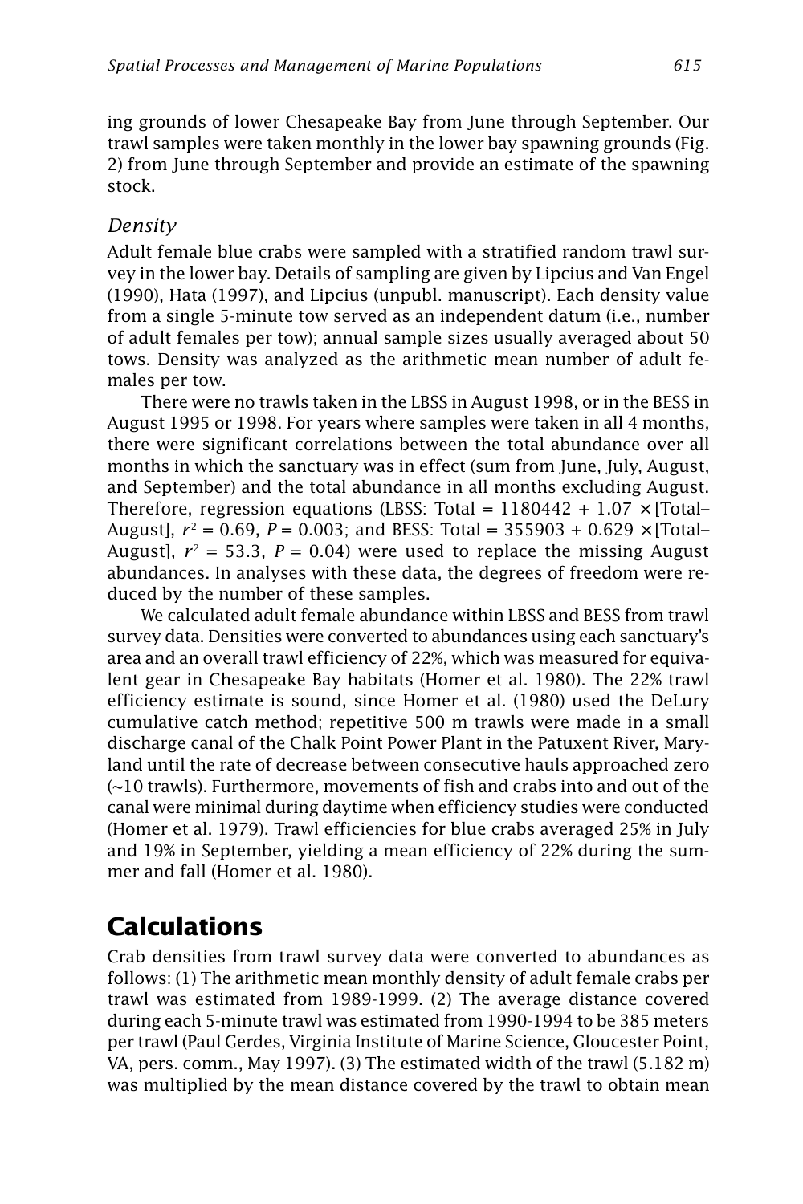ing grounds of lower Chesapeake Bay from June through September. Our trawl samples were taken monthly in the lower bay spawning grounds (Fig. 2) from June through September and provide an estimate of the spawning stock.

### *Density*

Adult female blue crabs were sampled with a stratified random trawl survey in the lower bay. Details of sampling are given by Lipcius and Van Engel (1990), Hata (1997), and Lipcius (unpubl. manuscript). Each density value from a single 5-minute tow served as an independent datum (i.e., number of adult females per tow); annual sample sizes usually averaged about 50 tows. Density was analyzed as the arithmetic mean number of adult females per tow.

There were no trawls taken in the LBSS in August 1998, or in the BESS in August 1995 or 1998. For years where samples were taken in all 4 months, there were significant correlations between the total abundance over all months in which the sanctuary was in effect (sum from June, July, August, and September) and the total abundance in all months excluding August. Therefore, regression equations (LBSS: Total = 1180442 + 1.07 × [Total–August], $r^2 = 0.69$, $P = 0.003$; and BESS: Total = 355903 + 0.629 × [Total–August], $r^2 = 53.3$, $P = 0.04$) were used to replace the missing August abundances. In analyses with these data, the degrees of freedom were reduced by the number of these samples.

We calculated adult female abundance within LBSS and BESS from trawl survey data. Densities were converted to abundances using each sanctuary's area and an overall trawl efficiency of 22%, which was measured for equivalent gear in Chesapeake Bay habitats (Homer et al. 1980). The 22% trawl efficiency estimate is sound, since Homer et al. (1980) used the DeLury cumulative catch method; repetitive 500 m trawls were made in a small discharge canal of the Chalk Point Power Plant in the Patuxent River, Maryland until the rate of decrease between consecutive hauls approached zero (~10 trawls). Furthermore, movements of fish and crabs into and out of the canal were minimal during daytime when efficiency studies were conducted (Homer et al. 1979). Trawl efficiencies for blue crabs averaged 25% in July and 19% in September, yielding a mean efficiency of 22% during the summer and fall (Homer et al. 1980).

## Calculations

Crab densities from trawl survey data were converted to abundances as follows: (1) The arithmetic mean monthly density of adult female crabs per trawl was estimated from 1989-1999. (2) The average distance covered during each 5-minute trawl was estimated from 1990-1994 to be 385 meters per trawl (Paul Gerdes, Virginia Institute of Marine Science, Gloucester Point, VA, pers. comm., May 1997). (3) The estimated width of the trawl (5.182 m) was multiplied by the mean distance covered by the trawl to obtain mean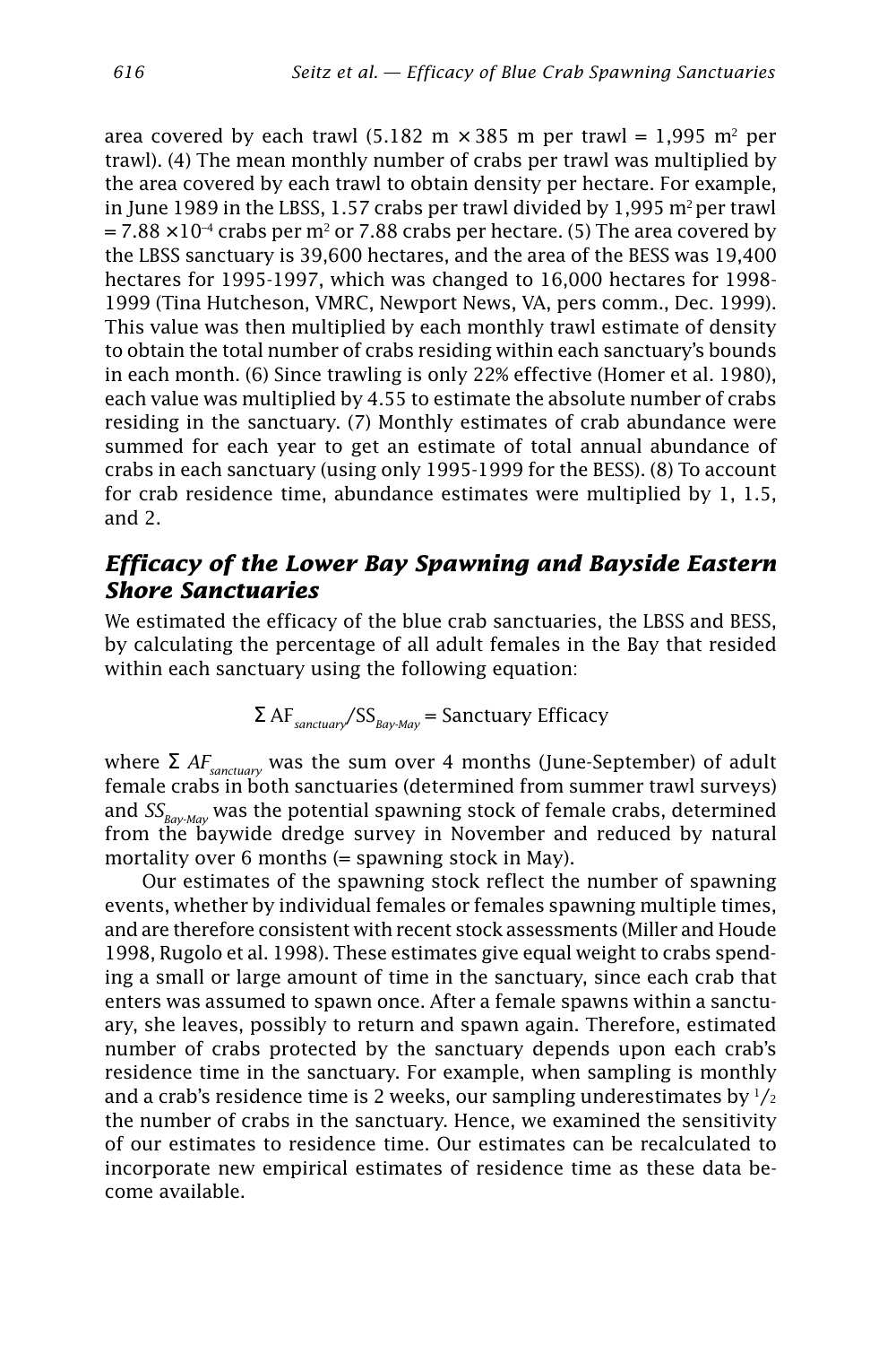area covered by each trawl (5.182 m × 385 m per trawl = 1,995 $m^2$ per trawl). (4) The mean monthly number of crabs per trawl was multiplied by the area covered by each trawl to obtain density per hectare. For example, in June 1989 in the LBSS, 1.57 crabs per trawl divided by 1,995 $m^2$ per trawl = $7.88 \times 10^{-4}$ crabs per $m^2$ or 7.88 crabs per hectare. (5) The area covered by the LBSS sanctuary is 39,600 hectares, and the area of the BESS was 19,400 hectares for 1995-1997, which was changed to 16,000 hectares for 1998-1999 (Tina Hutcheson, VMRC, Newport News, VA, pers comm., Dec. 1999). This value was then multiplied by each monthly trawl estimate of density to obtain the total number of crabs residing within each sanctuary's bounds in each month. (6) Since trawling is only 22% effective (Homer et al. 1980), each value was multiplied by 4.55 to estimate the absolute number of crabs residing in the sanctuary. (7) Monthly estimates of crab abundance were summed for each year to get an estimate of total annual abundance of crabs in each sanctuary (using only 1995-1999 for the BESS). (8) To account for crab residence time, abundance estimates were multiplied by 1, 1.5, and 2.

## Efficacy of the Lower Bay Spawning and Bayside Eastern Shore Sanctuaries

We estimated the efficacy of the blue crab sanctuaries, the LBSS and BESS, by calculating the percentage of all adult females in the Bay that resided within each sanctuary using the following equation:

$$\Sigma \, AF_{sanctuary} / SS_{Bay\text{-}May} = \text{Sanctuary Efficacy}$$

where $\Sigma \, AF_{sanctuary}$ was the sum over 4 months (June-September) of adult female crabs in both sanctuaries (determined from summer trawl surveys) and $SS_{Bay\text{-}May}$ was the potential spawning stock of female crabs, determined from the baywide dredge survey in November and reduced by natural mortality over 6 months (= spawning stock in May).

Our estimates of the spawning stock reflect the number of spawning events, whether by individual females or females spawning multiple times, and are therefore consistent with recent stock assessments (Miller and Houde 1998, Rugolo et al. 1998). These estimates give equal weight to crabs spending a small or large amount of time in the sanctuary, since each crab that enters was assumed to spawn once. After a female spawns within a sanctuary, she leaves, possibly to return and spawn again. Therefore, estimated number of crabs protected by the sanctuary depends upon each crab's residence time in the sanctuary. For example, when sampling is monthly and a crab's residence time is 2 weeks, our sampling underestimates by $^1/_2$ the number of crabs in the sanctuary. Hence, we examined the sensitivity of our estimates to residence time. Our estimates can be recalculated to incorporate new empirical estimates of residence time as these data become available.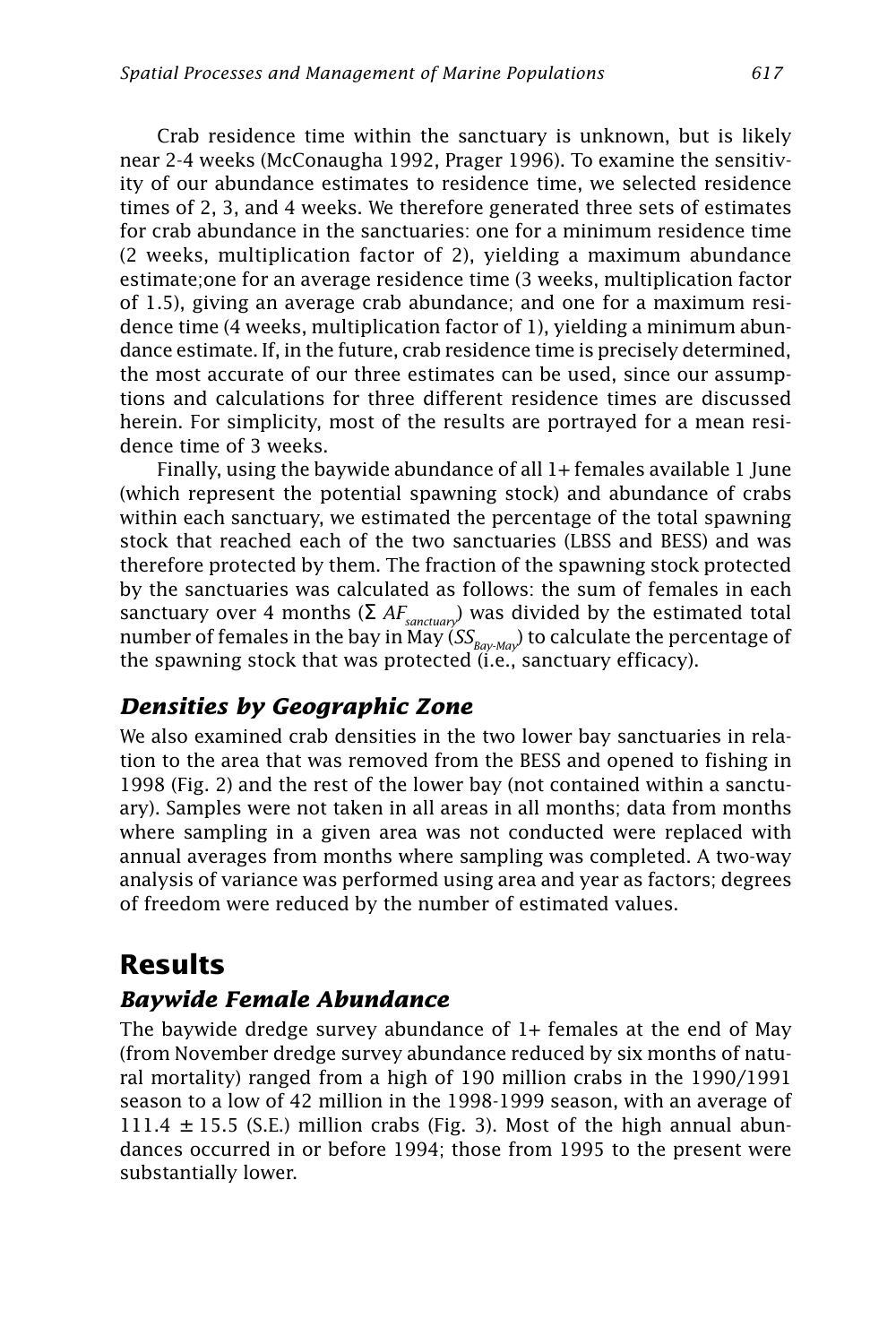Crab residence time within the sanctuary is unknown, but is likely near 2-4 weeks (McConaugha 1992, Prager 1996). To examine the sensitivity of our abundance estimates to residence time, we selected residence times of 2, 3, and 4 weeks. We therefore generated three sets of estimates for crab abundance in the sanctuaries: one for a minimum residence time (2 weeks, multiplication factor of 2), yielding a maximum abundance estimate;one for an average residence time (3 weeks, multiplication factor of 1.5), giving an average crab abundance; and one for a maximum residence time (4 weeks, multiplication factor of 1), yielding a minimum abundance estimate. If, in the future, crab residence time is precisely determined, the most accurate of our three estimates can be used, since our assumptions and calculations for three different residence times are discussed herein. For simplicity, most of the results are portrayed for a mean residence time of 3 weeks.

Finally, using the baywide abundance of all 1+ females available 1 June (which represent the potential spawning stock) and abundance of crabs within each sanctuary, we estimated the percentage of the total spawning stock that reached each of the two sanctuaries (LBSS and BESS) and was therefore protected by them. The fraction of the spawning stock protected by the sanctuaries was calculated as follows: the sum of females in each sanctuary over 4 months ($\Sigma\ AF_{sanctuary}$) was divided by the estimated total number of females in the bay in May ($SS_{Bay\text{-}May}$) to calculate the percentage of the spawning stock that was protected (i.e., sanctuary efficacy).

### *Densities by Geographic Zone*

We also examined crab densities in the two lower bay sanctuaries in relation to the area that was removed from the BESS and opened to fishing in 1998 (Fig. 2) and the rest of the lower bay (not contained within a sanctuary). Samples were not taken in all areas in all months; data from months where sampling in a given area was not conducted were replaced with annual averages from months where sampling was completed. A two-way analysis of variance was performed using area and year as factors; degrees of freedom were reduced by the number of estimated values.

## Results

### *Baywide Female Abundance*

The baywide dredge survey abundance of 1+ females at the end of May (from November dredge survey abundance reduced by six months of natural mortality) ranged from a high of 190 million crabs in the 1990/1991 season to a low of 42 million in the 1998-1999 season, with an average of 111.4 ± 15.5 (S.E.) million crabs (Fig. 3). Most of the high annual abundances occurred in or before 1994; those from 1995 to the present were substantially lower.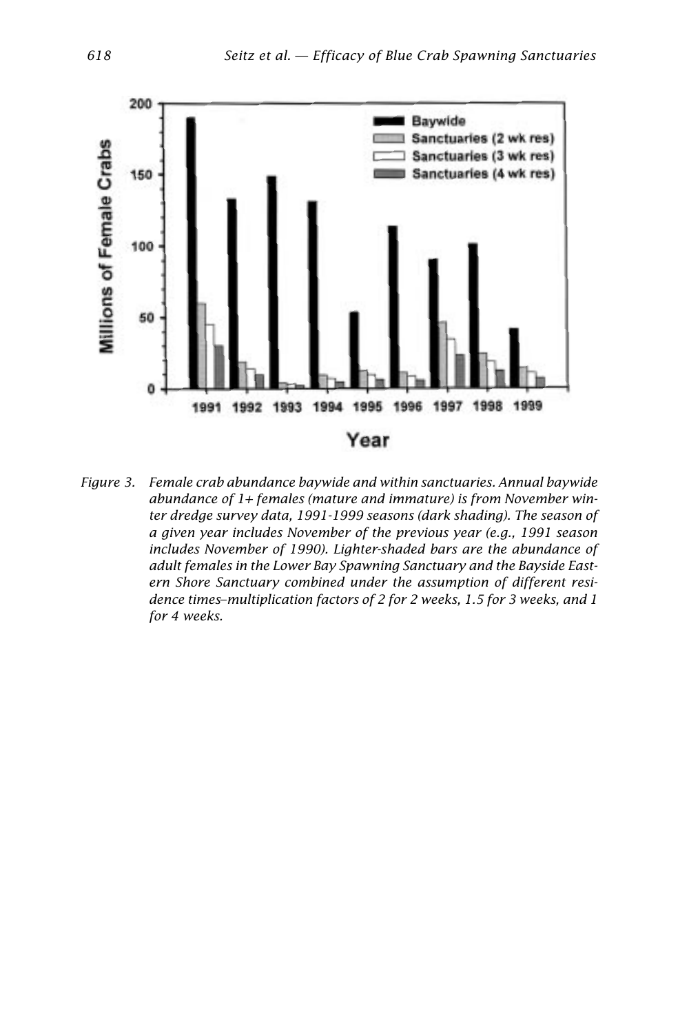Figure 3. Female crab abundance baywide and within sanctuaries. Annual baywide abundance of 1+ females (mature and immature) is from November winter dredge survey data, 1991-1999 seasons (dark shading). The season of a given year includes November of the previous year (e.g., 1991 season includes November of 1990). Lighter-shaded bars are the abundance of adult females in the Lower Bay Spawning Sanctuary and the Bayside Eastern Shore Sanctuary combined under the assumption of different residence times–multiplication factors of 2 for 2 weeks, 1.5 for 3 weeks, and 1 for 4 weeks.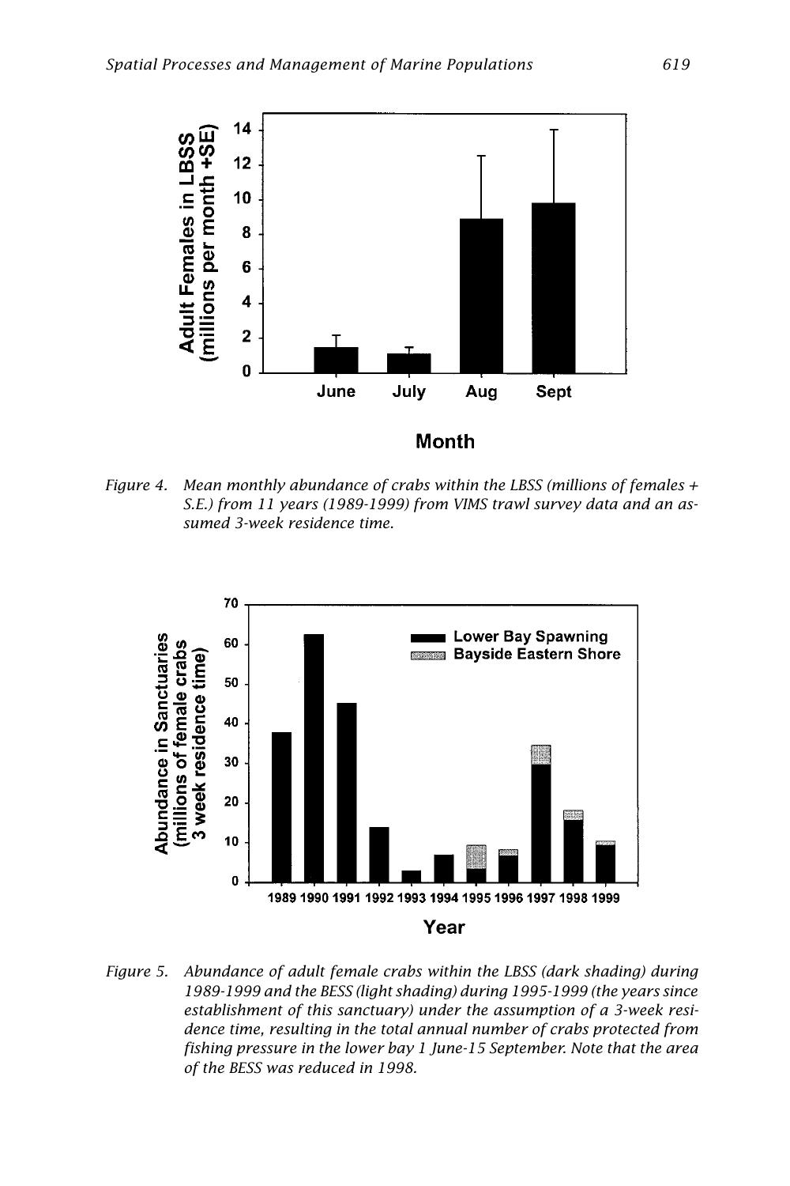Figure 4. Mean monthly abundance of crabs within the LBSS (millions of females + S.E.) from 11 years (1989-1999) from VIMS trawl survey data and an assumed 3-week residence time.

Figure 5. Abundance of adult female crabs within the LBSS (dark shading) during 1989-1999 and the BESS (light shading) during 1995-1999 (the years since establishment of this sanctuary) under the assumption of a 3-week residence time, resulting in the total annual number of crabs protected from fishing pressure in the lower bay 1 June-15 September. Note that the area of the BESS was reduced in 1998.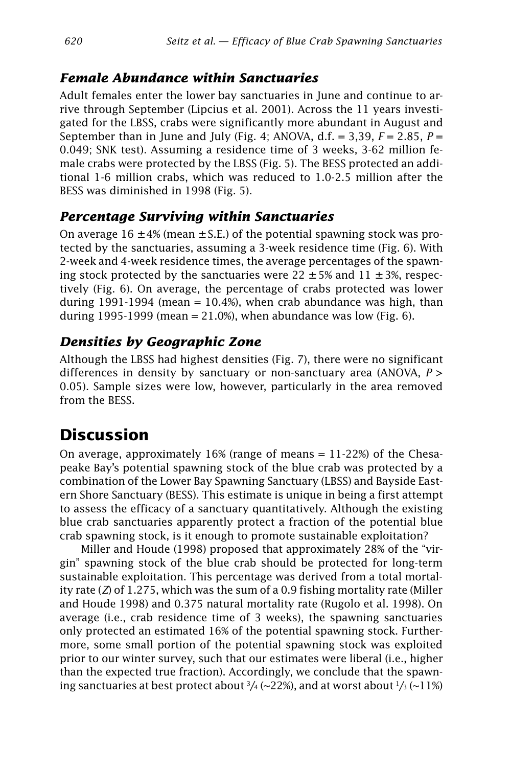### *Female Abundance within Sanctuaries*

Adult females enter the lower bay sanctuaries in June and continue to arrive through September (Lipcius et al. 2001). Across the 11 years investigated for the LBSS, crabs were significantly more abundant in August and September than in June and July (Fig. 4; ANOVA, d.f. = 3,39, $F = 2.85$, $P = 0.049$; SNK test). Assuming a residence time of 3 weeks, 3-62 million female crabs were protected by the LBSS (Fig. 5). The BESS protected an additional 1-6 million crabs, which was reduced to 1.0-2.5 million after the BESS was diminished in 1998 (Fig. 5).

### *Percentage Surviving within Sanctuaries*

On average 16 ± 4% (mean ± S.E.) of the potential spawning stock was protected by the sanctuaries, assuming a 3-week residence time (Fig. 6). With 2-week and 4-week residence times, the average percentages of the spawning stock protected by the sanctuaries were 22 ± 5% and 11 ± 3%, respectively (Fig. 6). On average, the percentage of crabs protected was lower during 1991-1994 (mean = 10.4%), when crab abundance was high, than during 1995-1999 (mean = 21.0%), when abundance was low (Fig. 6).

### *Densities by Geographic Zone*

Although the LBSS had highest densities (Fig. 7), there were no significant differences in density by sanctuary or non-sanctuary area (ANOVA, $P > 0.05$). Sample sizes were low, however, particularly in the area removed from the BESS.

## Discussion

On average, approximately 16% (range of means = 11-22%) of the Chesapeake Bay's potential spawning stock of the blue crab was protected by a combination of the Lower Bay Spawning Sanctuary (LBSS) and Bayside Eastern Shore Sanctuary (BESS). This estimate is unique in being a first attempt to assess the efficacy of a sanctuary quantitatively. Although the existing blue crab sanctuaries apparently protect a fraction of the potential blue crab spawning stock, is it enough to promote sustainable exploitation?

Miller and Houde (1998) proposed that approximately 28% of the "virgin" spawning stock of the blue crab should be protected for long-term sustainable exploitation. This percentage was derived from a total mortality rate ($Z$) of 1.275, which was the sum of a 0.9 fishing mortality rate (Miller and Houde 1998) and 0.375 natural mortality rate (Rugolo et al. 1998). On average (i.e., crab residence time of 3 weeks), the spawning sanctuaries only protected an estimated 16% of the potential spawning stock. Furthermore, some small portion of the potential spawning stock was exploited prior to our winter survey, such that our estimates were liberal (i.e., higher than the expected true fraction). Accordingly, we conclude that the spawning sanctuaries at best protect about ¾ (~22%), and at worst about ⅓ (~11%)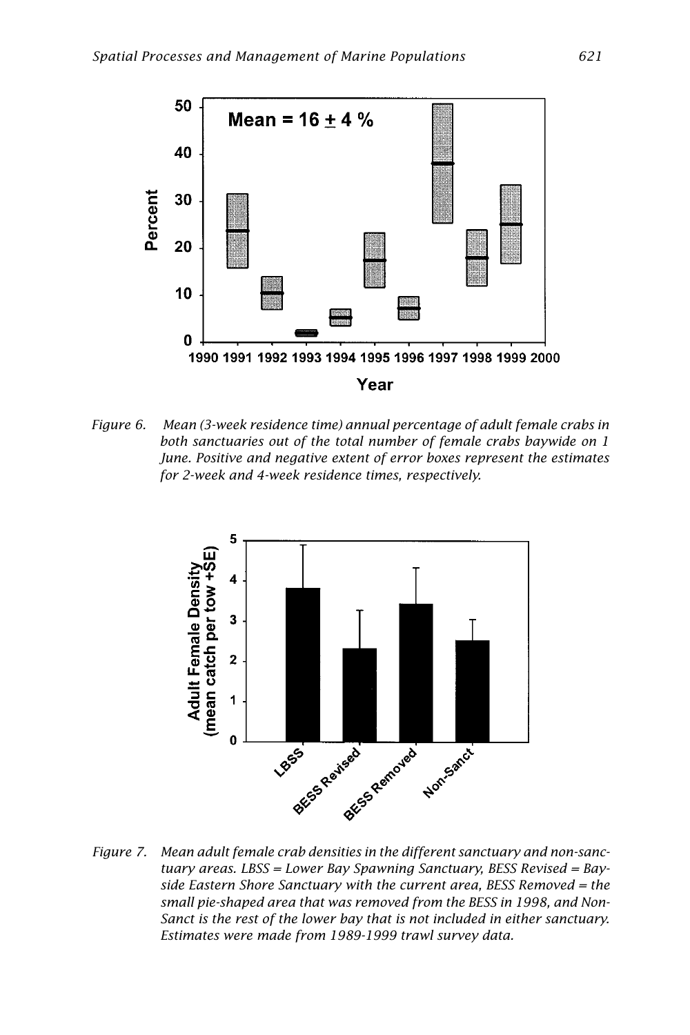Figure 6. Mean (3-week residence time) annual percentage of adult female crabs in both sanctuaries out of the total number of female crabs baywide on 1 June. Positive and negative extent of error boxes represent the estimates for 2-week and 4-week residence times, respectively.

Figure 7. Mean adult female crab densities in the different sanctuary and non-sanctuary areas. LBSS = Lower Bay Spawning Sanctuary, BESS Revised = Bayside Eastern Shore Sanctuary with the current area, BESS Removed = the small pie-shaped area that was removed from the BESS in 1998, and Non-Sanct is the rest of the lower bay that is not included in either sanctuary. Estimates were made from 1989-1999 trawl survey data.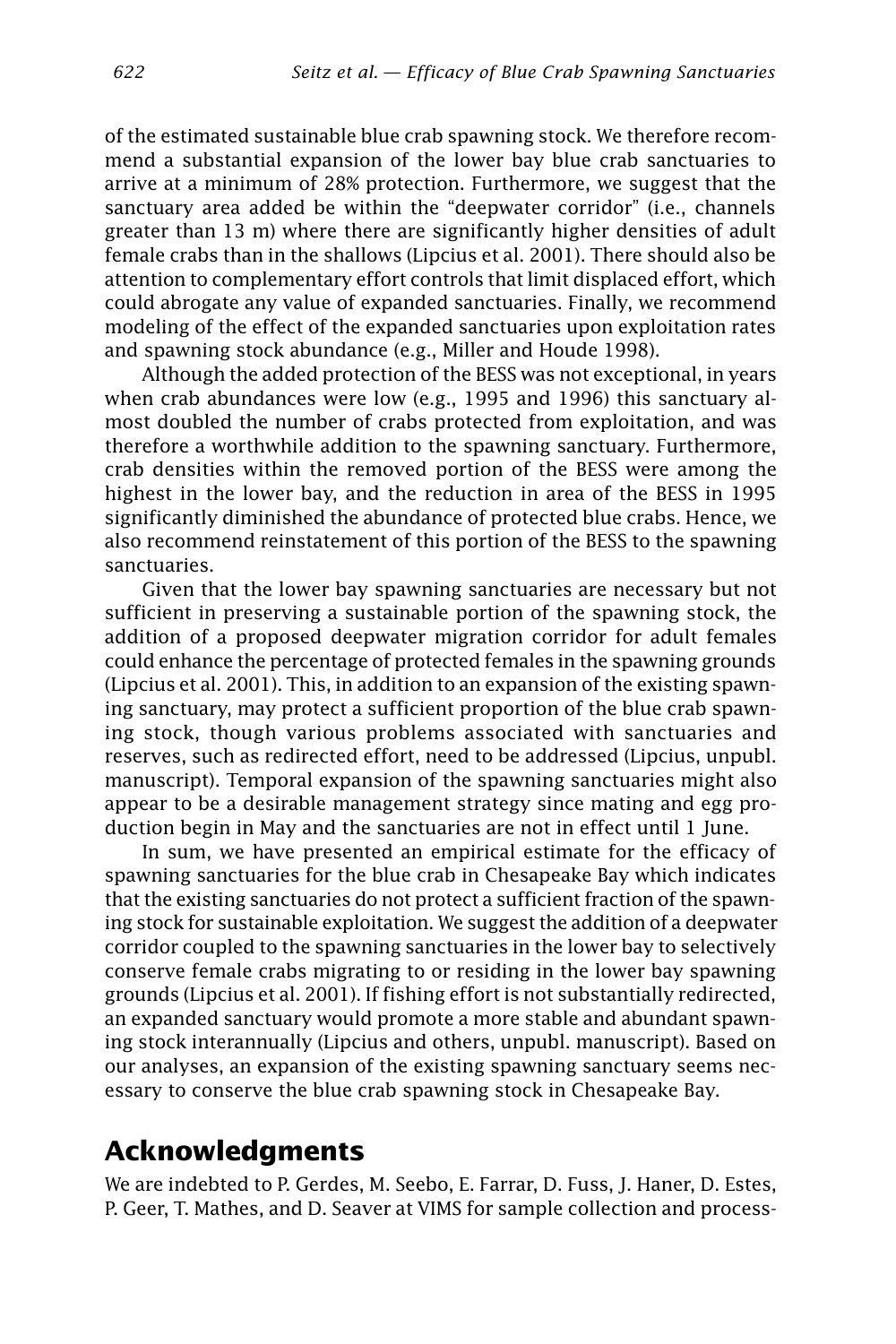of the estimated sustainable blue crab spawning stock. We therefore recommend a substantial expansion of the lower bay blue crab sanctuaries to arrive at a minimum of 28% protection. Furthermore, we suggest that the sanctuary area added be within the "deepwater corridor" (i.e., channels greater than 13 m) where there are significantly higher densities of adult female crabs than in the shallows (Lipcius et al. 2001). There should also be attention to complementary effort controls that limit displaced effort, which could abrogate any value of expanded sanctuaries. Finally, we recommend modeling of the effect of the expanded sanctuaries upon exploitation rates and spawning stock abundance (e.g., Miller and Houde 1998).

Although the added protection of the BESS was not exceptional, in years when crab abundances were low (e.g., 1995 and 1996) this sanctuary almost doubled the number of crabs protected from exploitation, and was therefore a worthwhile addition to the spawning sanctuary. Furthermore, crab densities within the removed portion of the BESS were among the highest in the lower bay, and the reduction in area of the BESS in 1995 significantly diminished the abundance of protected blue crabs. Hence, we also recommend reinstatement of this portion of the BESS to the spawning sanctuaries.

Given that the lower bay spawning sanctuaries are necessary but not sufficient in preserving a sustainable portion of the spawning stock, the addition of a proposed deepwater migration corridor for adult females could enhance the percentage of protected females in the spawning grounds (Lipcius et al. 2001). This, in addition to an expansion of the existing spawning sanctuary, may protect a sufficient proportion of the blue crab spawning stock, though various problems associated with sanctuaries and reserves, such as redirected effort, need to be addressed (Lipcius, unpubl. manuscript). Temporal expansion of the spawning sanctuaries might also appear to be a desirable management strategy since mating and egg production begin in May and the sanctuaries are not in effect until 1 June.

In sum, we have presented an empirical estimate for the efficacy of spawning sanctuaries for the blue crab in Chesapeake Bay which indicates that the existing sanctuaries do not protect a sufficient fraction of the spawning stock for sustainable exploitation. We suggest the addition of a deepwater corridor coupled to the spawning sanctuaries in the lower bay to selectively conserve female crabs migrating to or residing in the lower bay spawning grounds (Lipcius et al. 2001). If fishing effort is not substantially redirected, an expanded sanctuary would promote a more stable and abundant spawning stock interannually (Lipcius and others, unpubl. manuscript). Based on our analyses, an expansion of the existing spawning sanctuary seems necessary to conserve the blue crab spawning stock in Chesapeake Bay.

## Acknowledgments

We are indebted to P. Gerdes, M. Seebo, E. Farrar, D. Fuss, J. Haner, D. Estes, P. Geer, T. Mathes, and D. Seaver at VIMS for sample collection and process-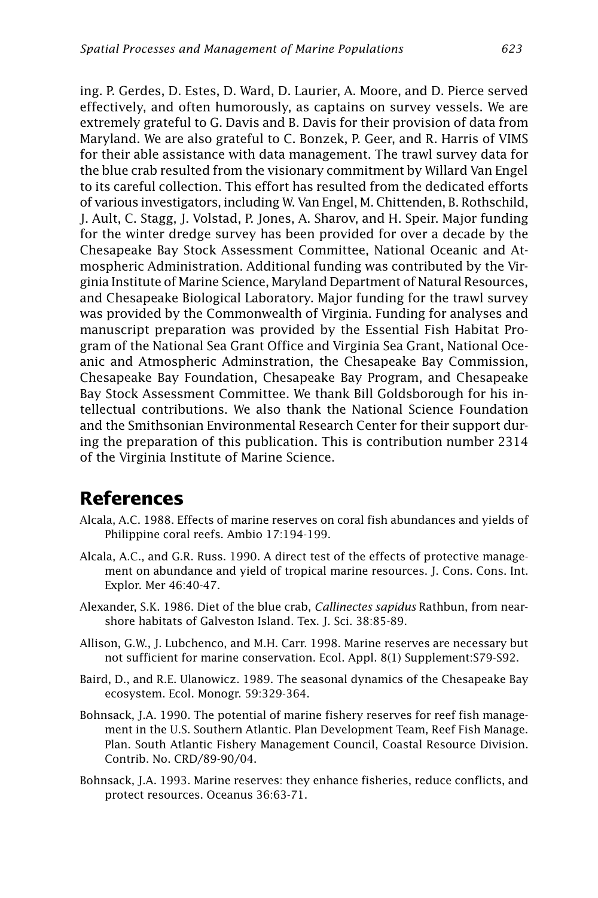ing. P. Gerdes, D. Estes, D. Ward, D. Laurier, A. Moore, and D. Pierce served effectively, and often humorously, as captains on survey vessels. We are extremely grateful to G. Davis and B. Davis for their provision of data from Maryland. We are also grateful to C. Bonzek, P. Geer, and R. Harris of VIMS for their able assistance with data management. The trawl survey data for the blue crab resulted from the visionary commitment by Willard Van Engel to its careful collection. This effort has resulted from the dedicated efforts of various investigators, including W. Van Engel, M. Chittenden, B. Rothschild, J. Ault, C. Stagg, J. Volstad, P. Jones, A. Sharov, and H. Speir. Major funding for the winter dredge survey has been provided for over a decade by the Chesapeake Bay Stock Assessment Committee, National Oceanic and Atmospheric Administration. Additional funding was contributed by the Virginia Institute of Marine Science, Maryland Department of Natural Resources, and Chesapeake Biological Laboratory. Major funding for the trawl survey was provided by the Commonwealth of Virginia. Funding for analyses and manuscript preparation was provided by the Essential Fish Habitat Program of the National Sea Grant Office and Virginia Sea Grant, National Oceanic and Atmospheric Adminstration, the Chesapeake Bay Commission, Chesapeake Bay Foundation, Chesapeake Bay Program, and Chesapeake Bay Stock Assessment Committee. We thank Bill Goldsborough for his intellectual contributions. We also thank the National Science Foundation and the Smithsonian Environmental Research Center for their support during the preparation of this publication. This is contribution number 2314 of the Virginia Institute of Marine Science.

## References

Alcala, A.C. 1988. Effects of marine reserves on coral fish abundances and yields of Philippine coral reefs. Ambio 17:194-199.

Alcala, A.C., and G.R. Russ. 1990. A direct test of the effects of protective management on abundance and yield of tropical marine resources. J. Cons. Cons. Int. Explor. Mer 46:40-47.

Alexander, S.K. 1986. Diet of the blue crab, *Callinectes sapidus* Rathbun, from nearshore habitats of Galveston Island. Tex. J. Sci. 38:85-89.

Allison, G.W., J. Lubchenco, and M.H. Carr. 1998. Marine reserves are necessary but not sufficient for marine conservation. Ecol. Appl. 8(1) Supplement:S79-S92.

Baird, D., and R.E. Ulanowicz. 1989. The seasonal dynamics of the Chesapeake Bay ecosystem. Ecol. Monogr. 59:329-364.

Bohnsack, J.A. 1990. The potential of marine fishery reserves for reef fish management in the U.S. Southern Atlantic. Plan Development Team, Reef Fish Manage. Plan. South Atlantic Fishery Management Council, Coastal Resource Division. Contrib. No. CRD/89-90/04.

Bohnsack, J.A. 1993. Marine reserves: they enhance fisheries, reduce conflicts, and protect resources. Oceanus 36:63-71.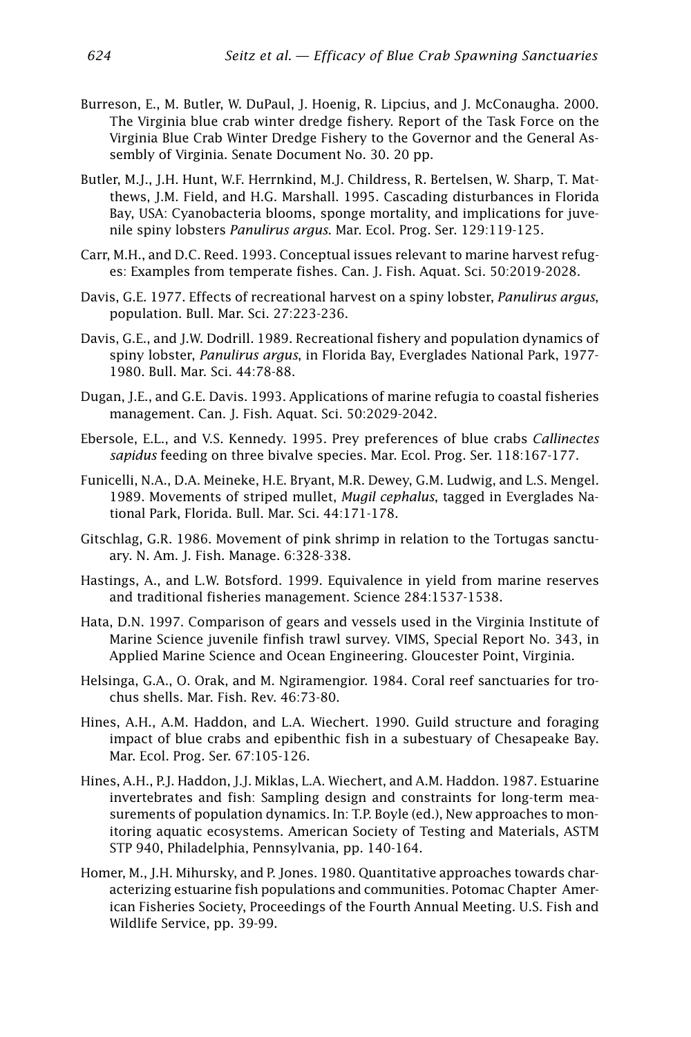Burreson, E., M. Butler, W. DuPaul, J. Hoenig, R. Lipcius, and J. McConaugha. 2000. The Virginia blue crab winter dredge fishery. Report of the Task Force on the Virginia Blue Crab Winter Dredge Fishery to the Governor and the General Assembly of Virginia. Senate Document No. 30. 20 pp.

Butler, M.J., J.H. Hunt, W.F. Herrnkind, M.J. Childress, R. Bertelsen, W. Sharp, T. Matthews, J.M. Field, and H.G. Marshall. 1995. Cascading disturbances in Florida Bay, USA: Cyanobacteria blooms, sponge mortality, and implications for juvenile spiny lobsters *Panulirus argus*. Mar. Ecol. Prog. Ser. 129:119-125.

Carr, M.H., and D.C. Reed. 1993. Conceptual issues relevant to marine harvest refuges: Examples from temperate fishes. Can. J. Fish. Aquat. Sci. 50:2019-2028.

Davis, G.E. 1977. Effects of recreational harvest on a spiny lobster, *Panulirus argus*, population. Bull. Mar. Sci. 27:223-236.

Davis, G.E., and J.W. Dodrill. 1989. Recreational fishery and population dynamics of spiny lobster, *Panulirus argus*, in Florida Bay, Everglades National Park, 1977-1980. Bull. Mar. Sci. 44:78-88.

Dugan, J.E., and G.E. Davis. 1993. Applications of marine refugia to coastal fisheries management. Can. J. Fish. Aquat. Sci. 50:2029-2042.

Ebersole, E.L., and V.S. Kennedy. 1995. Prey preferences of blue crabs *Callinectes sapidus* feeding on three bivalve species. Mar. Ecol. Prog. Ser. 118:167-177.

Funicelli, N.A., D.A. Meineke, H.E. Bryant, M.R. Dewey, G.M. Ludwig, and L.S. Mengel. 1989. Movements of striped mullet, *Mugil cephalus*, tagged in Everglades National Park, Florida. Bull. Mar. Sci. 44:171-178.

Gitschlag, G.R. 1986. Movement of pink shrimp in relation to the Tortugas sanctuary. N. Am. J. Fish. Manage. 6:328-338.

Hastings, A., and L.W. Botsford. 1999. Equivalence in yield from marine reserves and traditional fisheries management. Science 284:1537-1538.

Hata, D.N. 1997. Comparison of gears and vessels used in the Virginia Institute of Marine Science juvenile finfish trawl survey. VIMS, Special Report No. 343, in Applied Marine Science and Ocean Engineering. Gloucester Point, Virginia.

Helsinga, G.A., O. Orak, and M. Ngiramengior. 1984. Coral reef sanctuaries for trochus shells. Mar. Fish. Rev. 46:73-80.

Hines, A.H., A.M. Haddon, and L.A. Wiechert. 1990. Guild structure and foraging impact of blue crabs and epibenthic fish in a subestuary of Chesapeake Bay. Mar. Ecol. Prog. Ser. 67:105-126.

Hines, A.H., P.J. Haddon, J.J. Miklas, L.A. Wiechert, and A.M. Haddon. 1987. Estuarine invertebrates and fish: Sampling design and constraints for long-term measurements of population dynamics. In: T.P. Boyle (ed.), New approaches to monitoring aquatic ecosystems. American Society of Testing and Materials, ASTM STP 940, Philadelphia, Pennsylvania, pp. 140-164.

Homer, M., J.H. Mihursky, and P. Jones. 1980. Quantitative approaches towards characterizing estuarine fish populations and communities. Potomac Chapter American Fisheries Society, Proceedings of the Fourth Annual Meeting. U.S. Fish and Wildlife Service, pp. 39-99.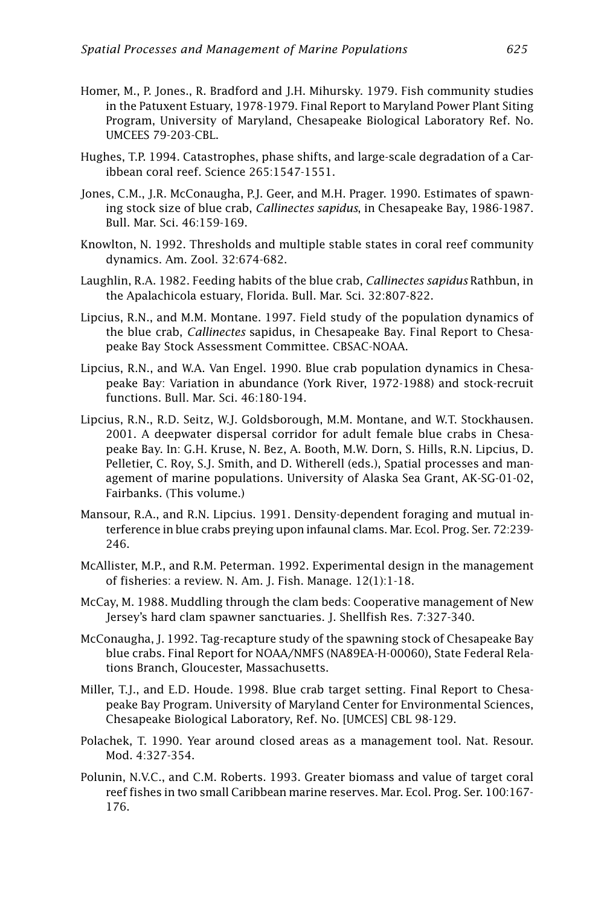Homer, M., P. Jones., R. Bradford and J.H. Mihursky. 1979. Fish community studies in the Patuxent Estuary, 1978-1979. Final Report to Maryland Power Plant Siting Program, University of Maryland, Chesapeake Biological Laboratory Ref. No. UMCEES 79-203-CBL.

Hughes, T.P. 1994. Catastrophes, phase shifts, and large-scale degradation of a Caribbean coral reef. Science 265:1547-1551.

Jones, C.M., J.R. McConaugha, P.J. Geer, and M.H. Prager. 1990. Estimates of spawning stock size of blue crab, *Callinectes sapidus*, in Chesapeake Bay, 1986-1987. Bull. Mar. Sci. 46:159-169.

Knowlton, N. 1992. Thresholds and multiple stable states in coral reef community dynamics. Am. Zool. 32:674-682.

Laughlin, R.A. 1982. Feeding habits of the blue crab, *Callinectes sapidus* Rathbun, in the Apalachicola estuary, Florida. Bull. Mar. Sci. 32:807-822.

Lipcius, R.N., and M.M. Montane. 1997. Field study of the population dynamics of the blue crab, *Callinectes* sapidus, in Chesapeake Bay. Final Report to Chesapeake Bay Stock Assessment Committee. CBSAC-NOAA.

Lipcius, R.N., and W.A. Van Engel. 1990. Blue crab population dynamics in Chesapeake Bay: Variation in abundance (York River, 1972-1988) and stock-recruit functions. Bull. Mar. Sci. 46:180-194.

Lipcius, R.N., R.D. Seitz, W.J. Goldsborough, M.M. Montane, and W.T. Stockhausen. 2001. A deepwater dispersal corridor for adult female blue crabs in Chesapeake Bay. In: G.H. Kruse, N. Bez, A. Booth, M.W. Dorn, S. Hills, R.N. Lipcius, D. Pelletier, C. Roy, S.J. Smith, and D. Witherell (eds.), Spatial processes and management of marine populations. University of Alaska Sea Grant, AK-SG-01-02, Fairbanks. (This volume.)

Mansour, R.A., and R.N. Lipcius. 1991. Density-dependent foraging and mutual interference in blue crabs preying upon infaunal clams. Mar. Ecol. Prog. Ser. 72:239-246.

McAllister, M.P., and R.M. Peterman. 1992. Experimental design in the management of fisheries: a review. N. Am. J. Fish. Manage. 12(1):1-18.

McCay, M. 1988. Muddling through the clam beds: Cooperative management of New Jersey's hard clam spawner sanctuaries. J. Shellfish Res. 7:327-340.

McConaugha, J. 1992. Tag-recapture study of the spawning stock of Chesapeake Bay blue crabs. Final Report for NOAA/NMFS (NA89EA-H-00060), State Federal Relations Branch, Gloucester, Massachusetts.

Miller, T.J., and E.D. Houde. 1998. Blue crab target setting. Final Report to Chesapeake Bay Program. University of Maryland Center for Environmental Sciences, Chesapeake Biological Laboratory, Ref. No. [UMCES] CBL 98-129.

Polachek, T. 1990. Year around closed areas as a management tool. Nat. Resour. Mod. 4:327-354.

Polunin, N.V.C., and C.M. Roberts. 1993. Greater biomass and value of target coral reef fishes in two small Caribbean marine reserves. Mar. Ecol. Prog. Ser. 100:167-176.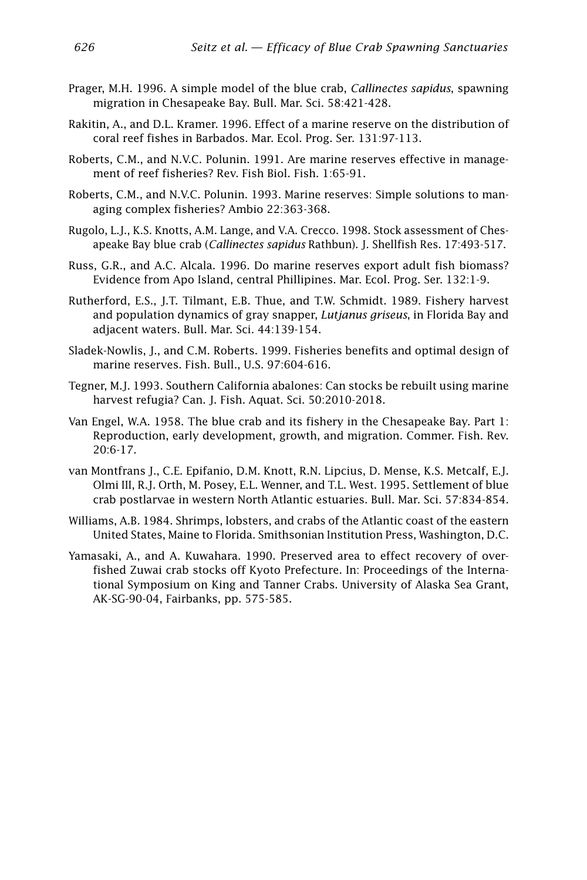Prager, M.H. 1996. A simple model of the blue crab, *Callinectes sapidus*, spawning migration in Chesapeake Bay. Bull. Mar. Sci. 58:421-428.

Rakitin, A., and D.L. Kramer. 1996. Effect of a marine reserve on the distribution of coral reef fishes in Barbados. Mar. Ecol. Prog. Ser. 131:97-113.

Roberts, C.M., and N.V.C. Polunin. 1991. Are marine reserves effective in management of reef fisheries? Rev. Fish Biol. Fish. 1:65-91.

Roberts, C.M., and N.V.C. Polunin. 1993. Marine reserves: Simple solutions to managing complex fisheries? Ambio 22:363-368.

Rugolo, L.J., K.S. Knotts, A.M. Lange, and V.A. Crecco. 1998. Stock assessment of Chesapeake Bay blue crab (*Callinectes sapidus* Rathbun). J. Shellfish Res. 17:493-517.

Russ, G.R., and A.C. Alcala. 1996. Do marine reserves export adult fish biomass? Evidence from Apo Island, central Phillipines. Mar. Ecol. Prog. Ser. 132:1-9.

Rutherford, E.S., J.T. Tilmant, E.B. Thue, and T.W. Schmidt. 1989. Fishery harvest and population dynamics of gray snapper, *Lutjanus griseus*, in Florida Bay and adjacent waters. Bull. Mar. Sci. 44:139-154.

Sladek-Nowlis, J., and C.M. Roberts. 1999. Fisheries benefits and optimal design of marine reserves. Fish. Bull., U.S. 97:604-616.

Tegner, M.J. 1993. Southern California abalones: Can stocks be rebuilt using marine harvest refugia? Can. J. Fish. Aquat. Sci. 50:2010-2018.

Van Engel, W.A. 1958. The blue crab and its fishery in the Chesapeake Bay. Part 1: Reproduction, early development, growth, and migration. Commer. Fish. Rev. 20:6-17.

van Montfrans J., C.E. Epifanio, D.M. Knott, R.N. Lipcius, D. Mense, K.S. Metcalf, E.J. Olmi III, R.J. Orth, M. Posey, E.L. Wenner, and T.L. West. 1995. Settlement of blue crab postlarvae in western North Atlantic estuaries. Bull. Mar. Sci. 57:834-854.

Williams, A.B. 1984. Shrimps, lobsters, and crabs of the Atlantic coast of the eastern United States, Maine to Florida. Smithsonian Institution Press, Washington, D.C.

Yamasaki, A., and A. Kuwahara. 1990. Preserved area to effect recovery of overfished Zuwai crab stocks off Kyoto Prefecture. In: Proceedings of the International Symposium on King and Tanner Crabs. University of Alaska Sea Grant, AK-SG-90-04, Fairbanks, pp. 575-585.